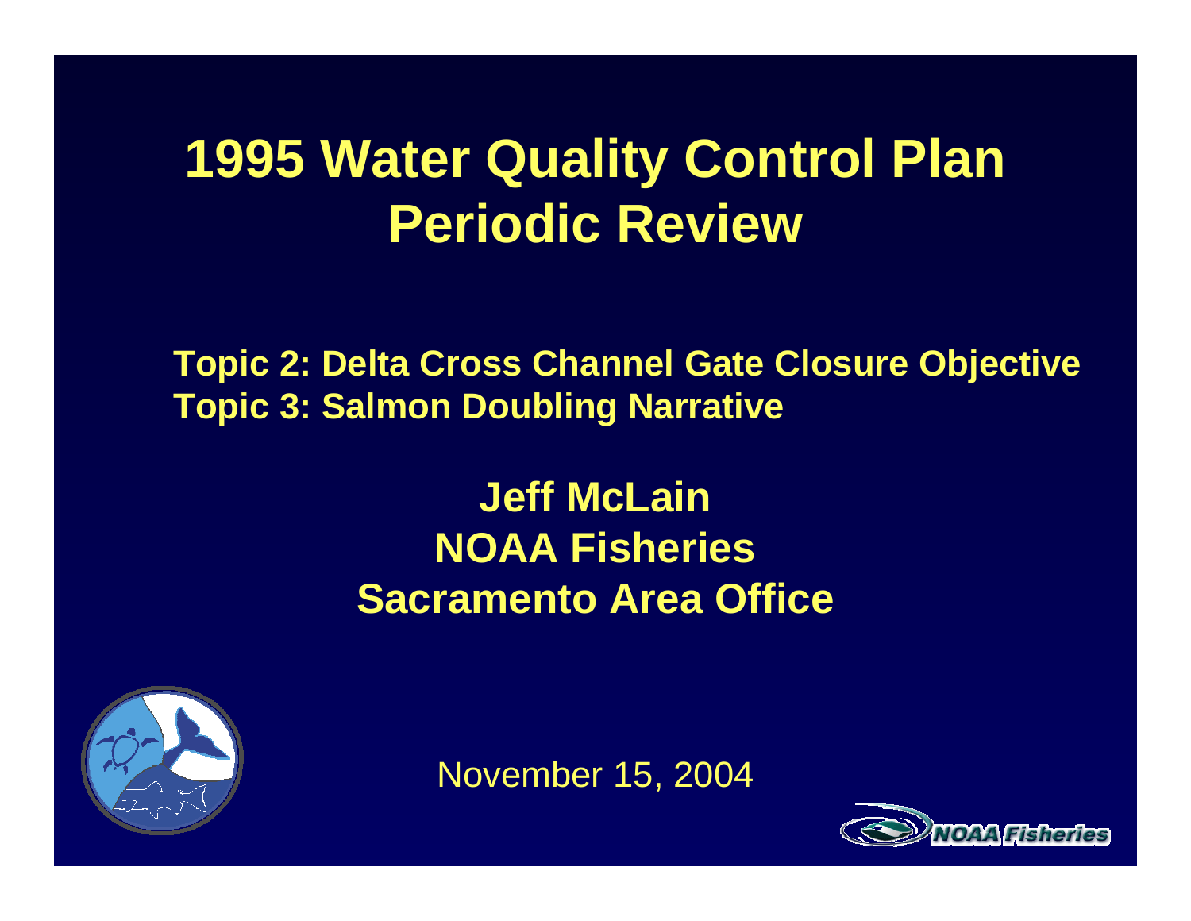# 1995 Water Quality Control Plan Periodic Review

**Topic 2: Delta Cross Channel Gate Closure Objective**
**Topic 3: Salmon Doubling Narrative**

**Jeff McLain**
**NOAA Fisheries**
**Sacramento Area Office**

November 15, 2004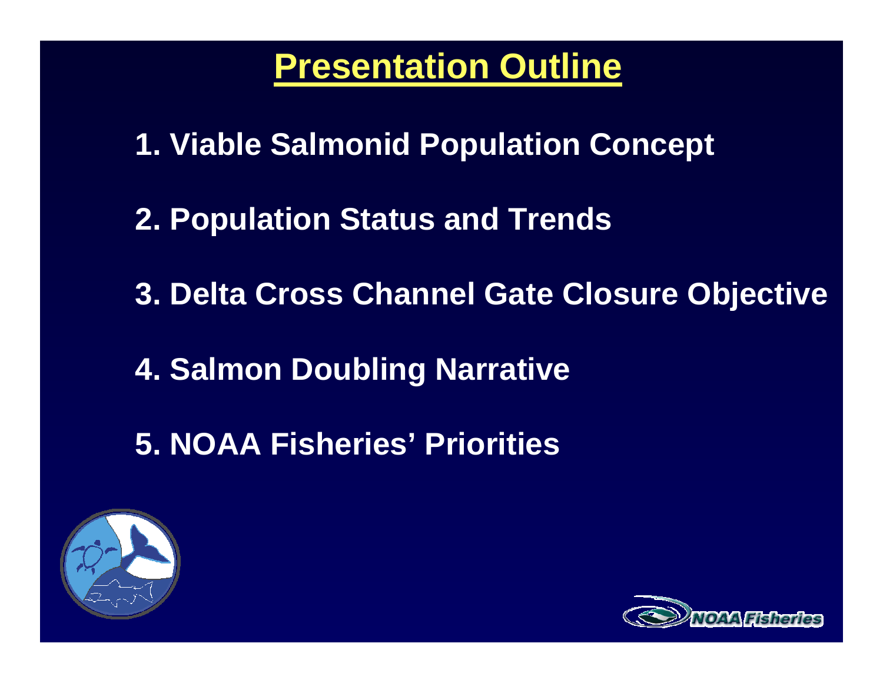# Presentation Outline

1. Viable Salmonid Population Concept
2. Population Status and Trends
3. Delta Cross Channel Gate Closure Objective
4. Salmon Doubling Narrative
5. NOAA Fisheries' Priorities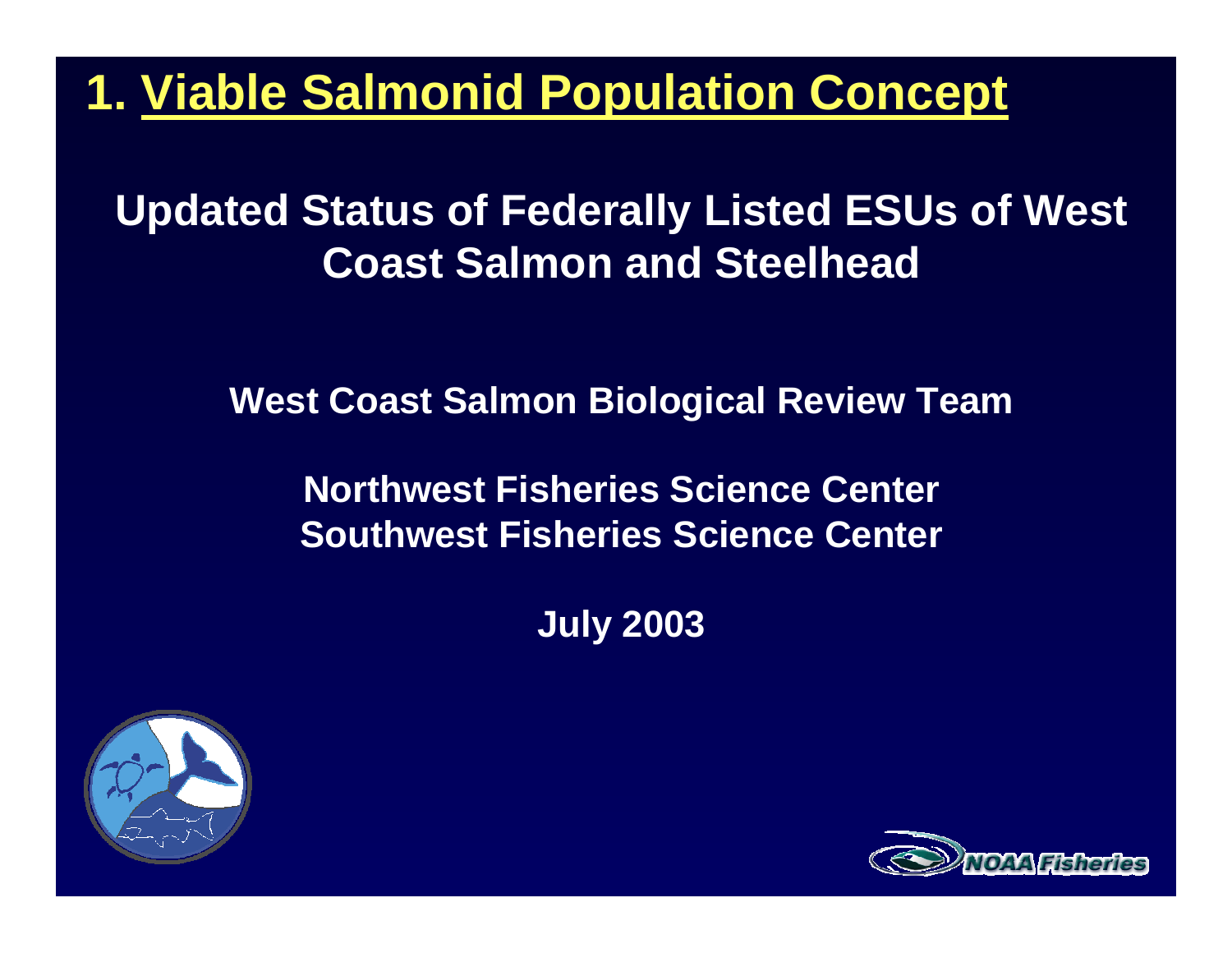# 1. Viable Salmonid Population Concept

## Updated Status of Federally Listed ESUs of West Coast Salmon and Steelhead

**West Coast Salmon Biological Review Team**

**Northwest Fisheries Science Center**
**Southwest Fisheries Science Center**

**July 2003**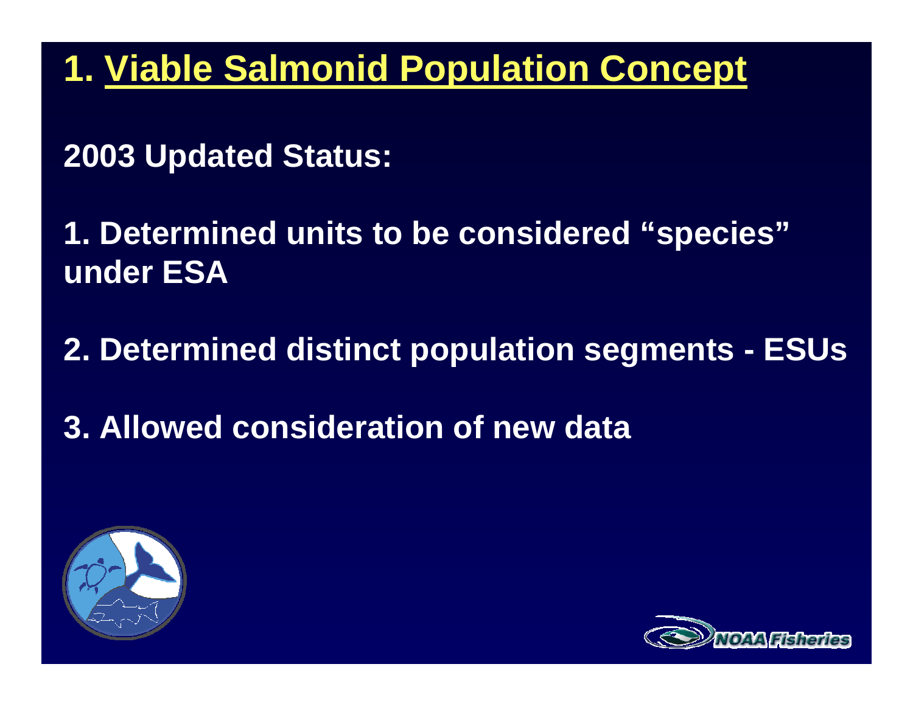# 1. Viable Salmonid Population Concept

**2003 Updated Status:**

**1. Determined units to be considered "species" under ESA**

**2. Determined distinct population segments - ESUs**

**3. Allowed consideration of new data**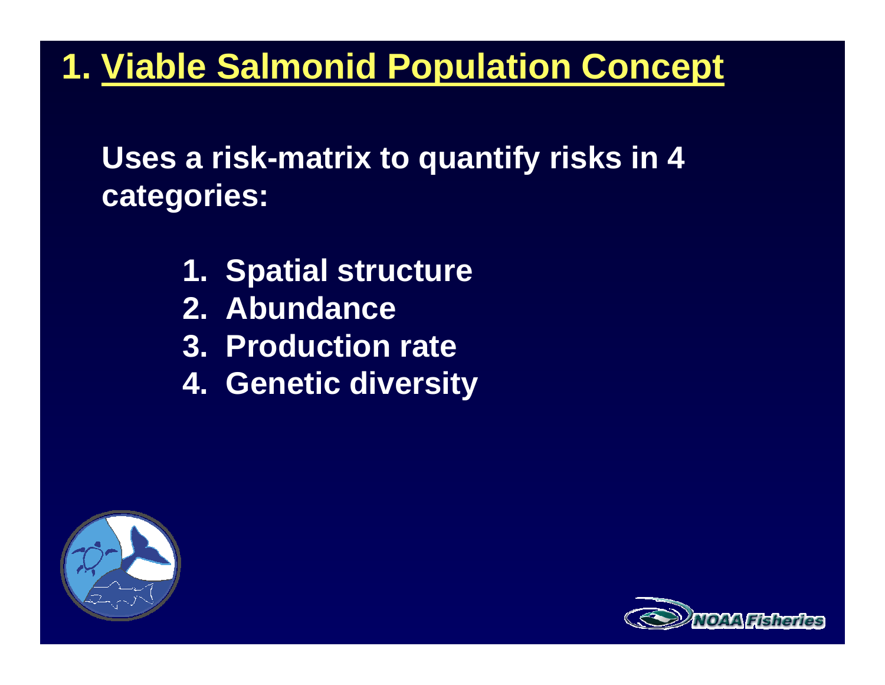# 1. Viable Salmonid Population Concept

**Uses a risk-matrix to quantify risks in 4 categories:**

1. **Spatial structure**
2. **Abundance**
3. **Production rate**
4. **Genetic diversity**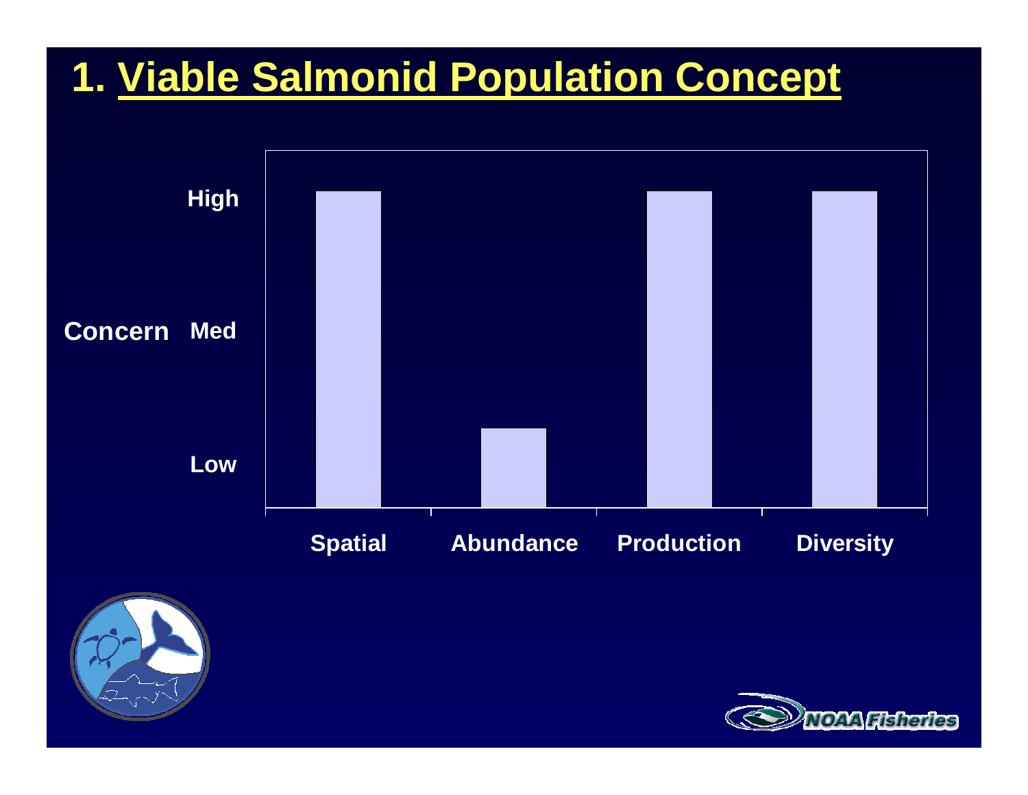# 1. Viable Salmonid Population Concept

Concern

High

Med

Low

Spatial

Abundance

Production

Diversity

NOAA Fisheries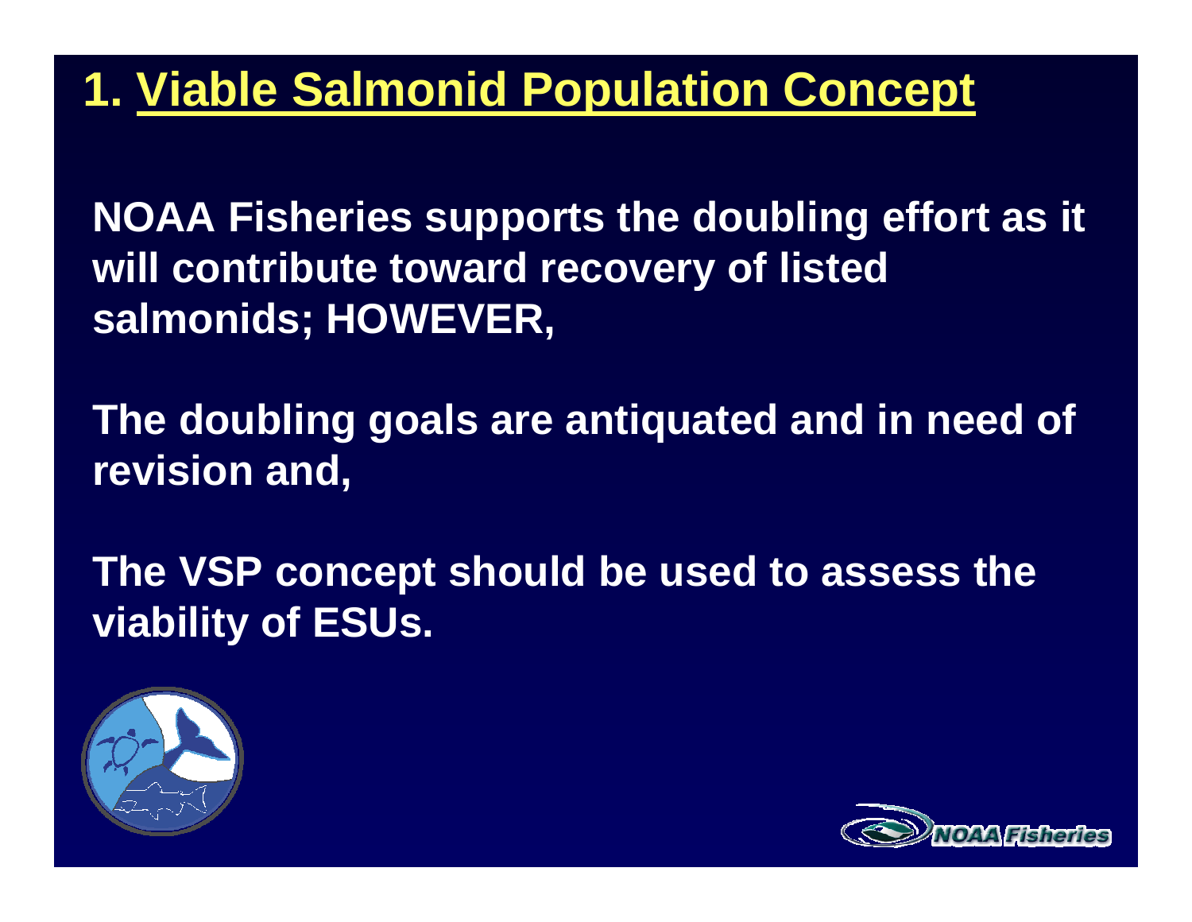# 1. Viable Salmonid Population Concept

**NOAA Fisheries supports the doubling effort as it will contribute toward recovery of listed salmonids; HOWEVER,**

**The doubling goals are antiquated and in need of revision and,**

**The VSP concept should be used to assess the viability of ESUs.**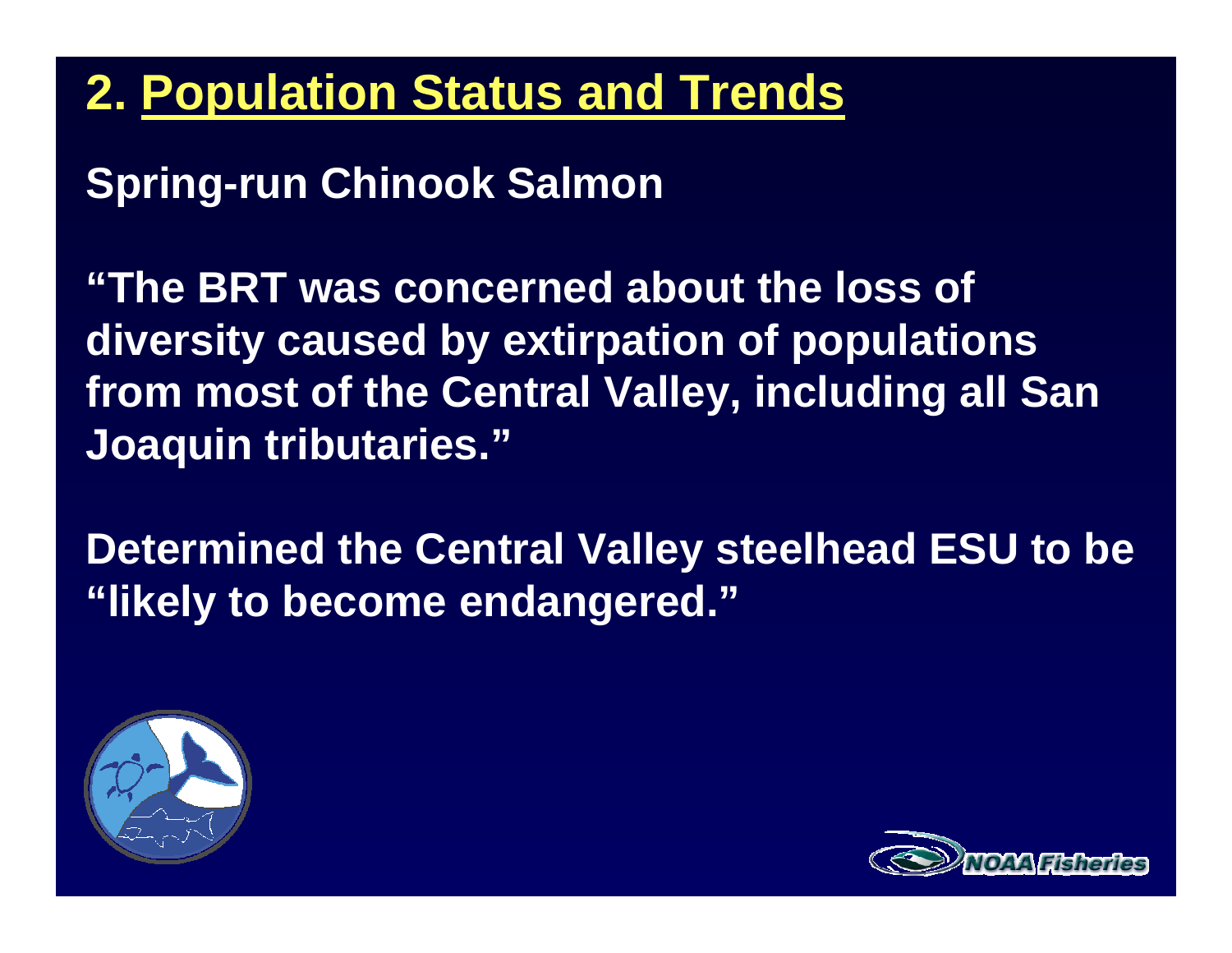# 2. Population Status and Trends

**Spring-run Chinook Salmon**

**"The BRT was concerned about the loss of diversity caused by extirpation of populations from most of the Central Valley, including all San Joaquin tributaries."**

**Determined the Central Valley steelhead ESU to be "likely to become endangered."**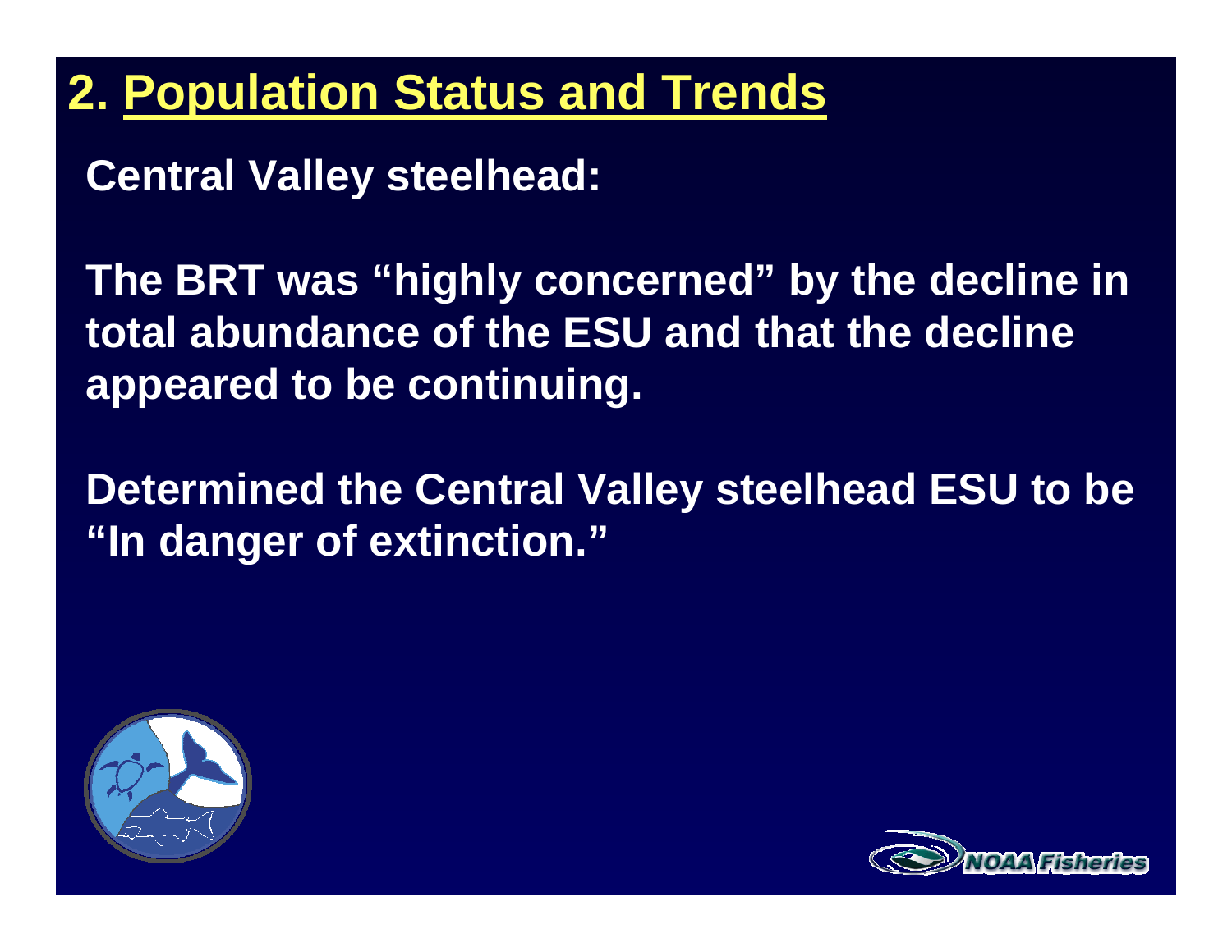# 2. Population Status and Trends

**Central Valley steelhead:**

**The BRT was "highly concerned" by the decline in total abundance of the ESU and that the decline appeared to be continuing.**

**Determined the Central Valley steelhead ESU to be "In danger of extinction."**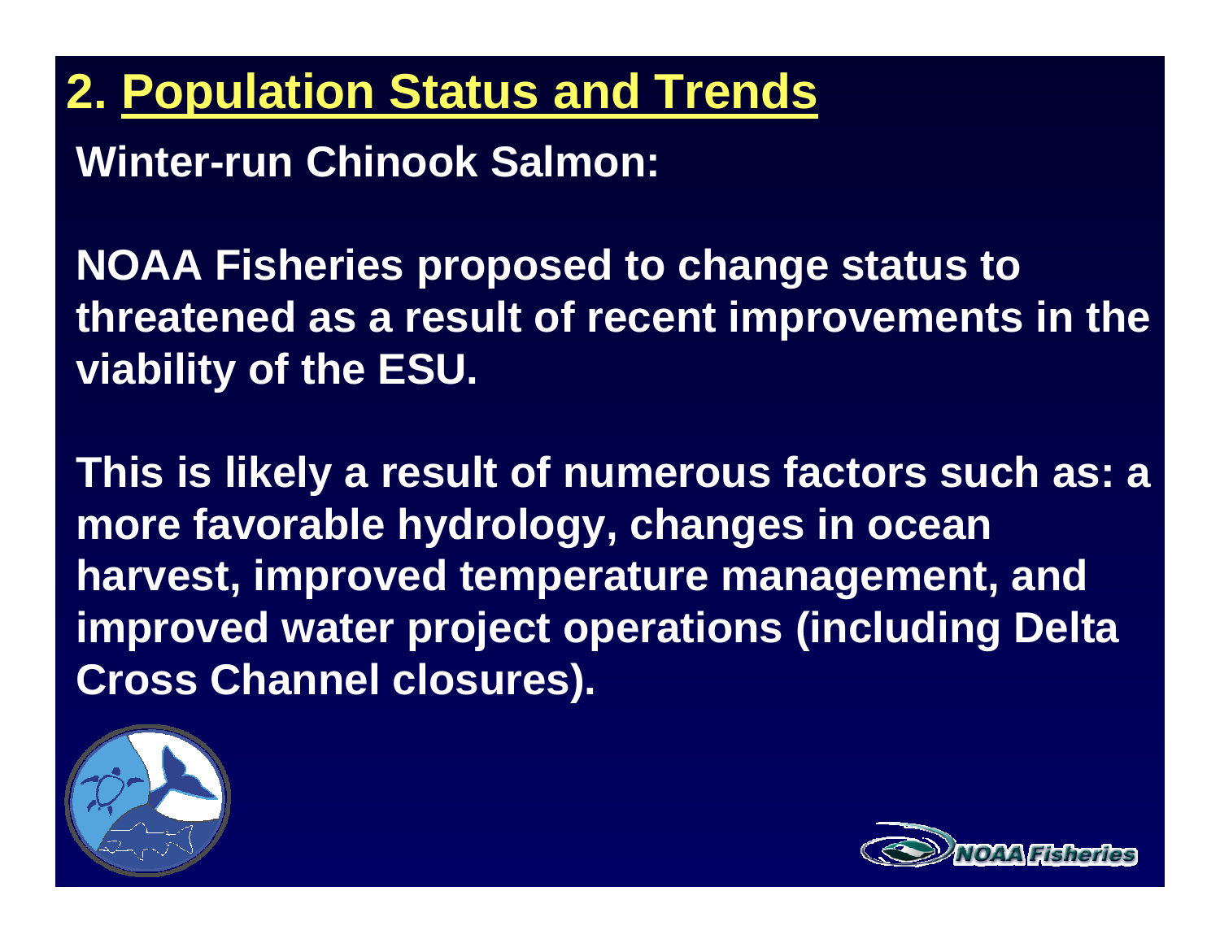## 2. Population Status and Trends

**Winter-run Chinook Salmon:**

**NOAA Fisheries proposed to change status to threatened as a result of recent improvements in the viability of the ESU.**

**This is likely a result of numerous factors such as: a more favorable hydrology, changes in ocean harvest, improved temperature management, and improved water project operations (including Delta Cross Channel closures).**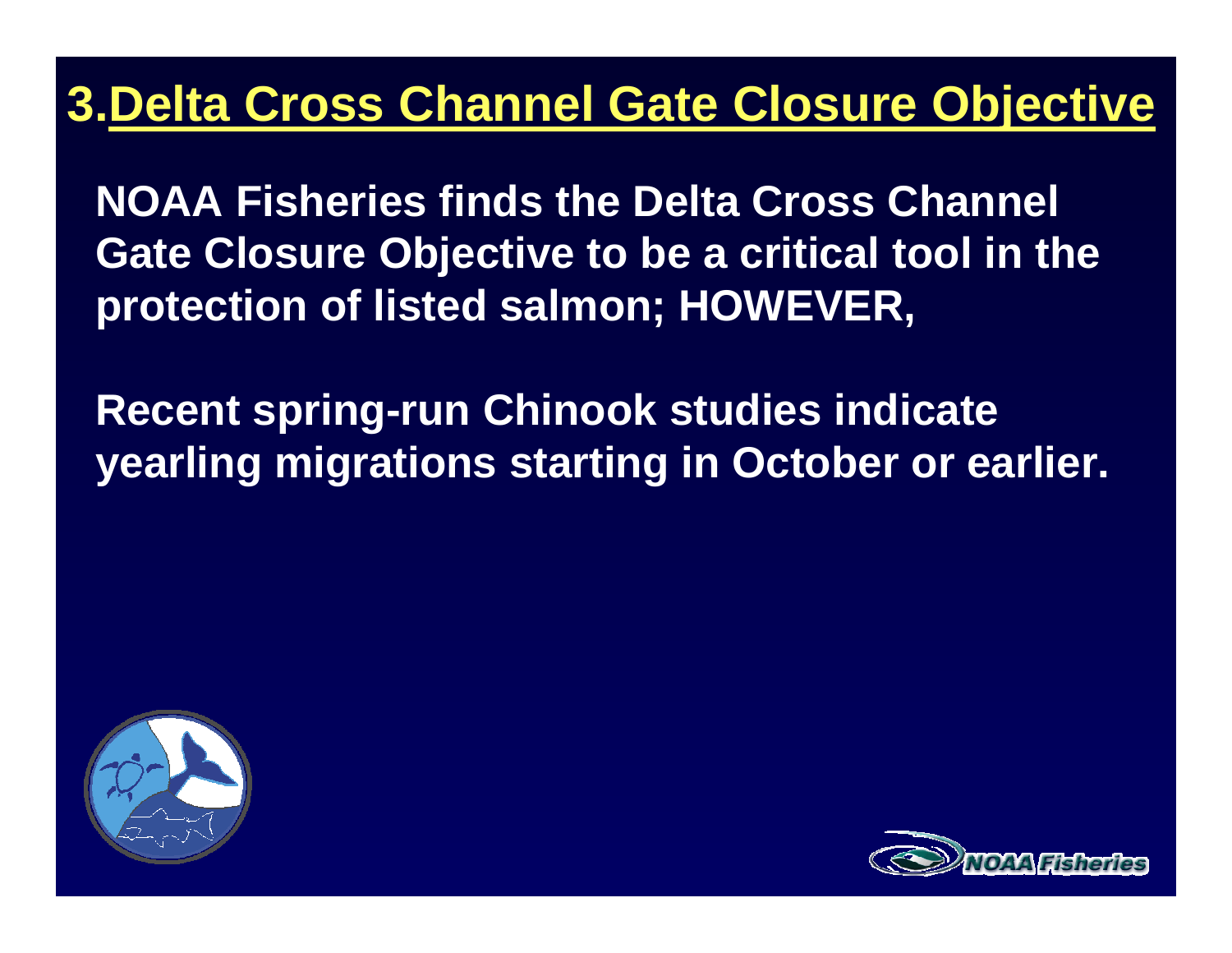# 3. Delta Cross Channel Gate Closure Objective

**NOAA Fisheries finds the Delta Cross Channel Gate Closure Objective to be a critical tool in the protection of listed salmon; HOWEVER,**

**Recent spring-run Chinook studies indicate yearling migrations starting in October or earlier.**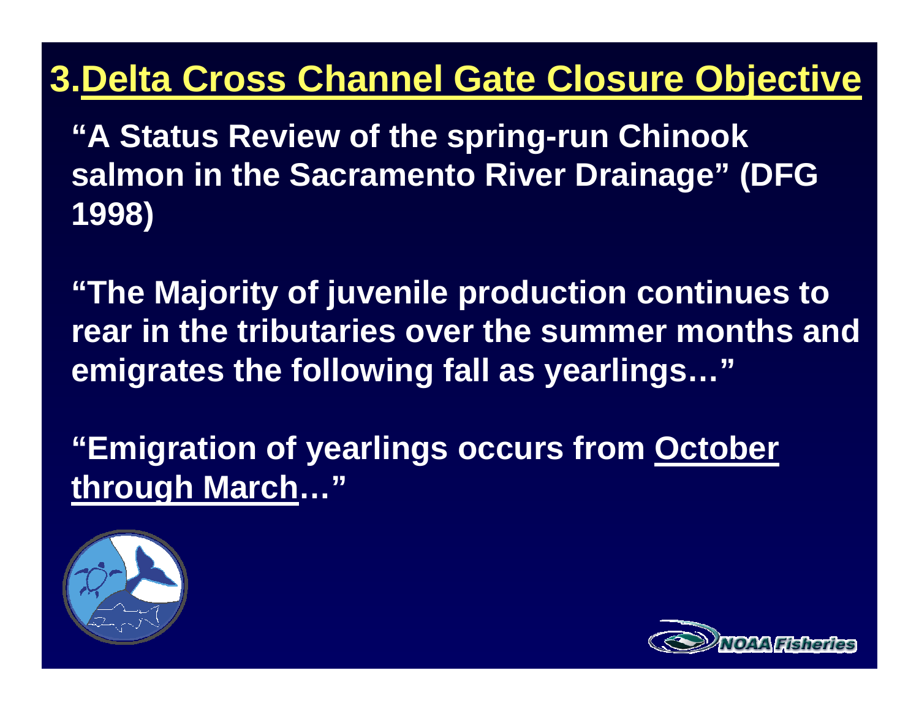# 3. Delta Cross Channel Gate Closure Objective

**"A Status Review of the spring-run Chinook salmon in the Sacramento River Drainage" (DFG 1998)**

**"The Majority of juvenile production continues to rear in the tributaries over the summer months and emigrates the following fall as yearlings…"**

**"Emigration of yearlings occurs from October through March…"**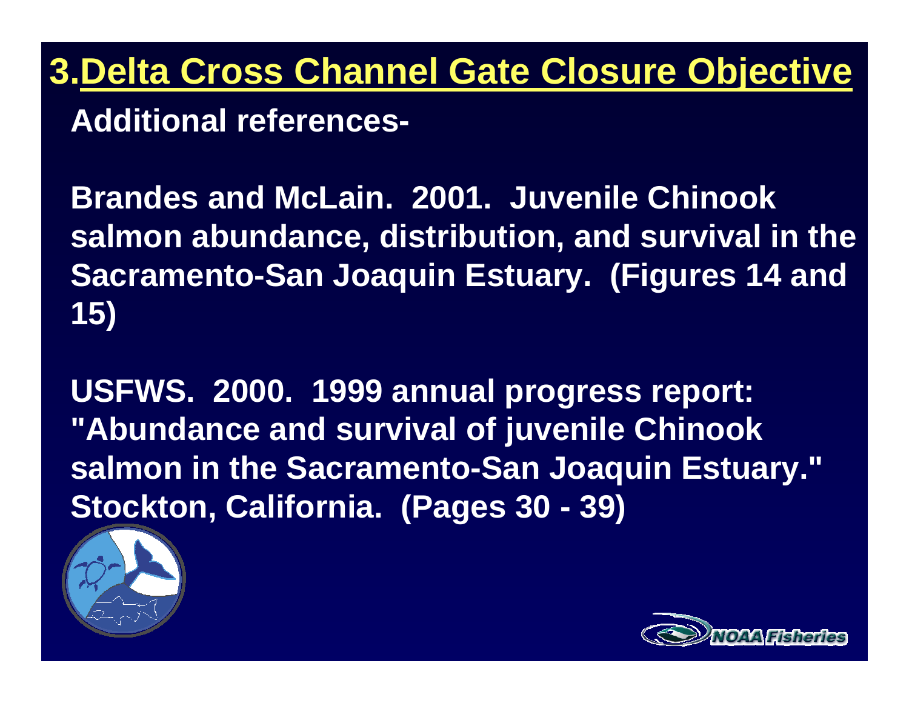# 3. Delta Cross Channel Gate Closure Objective

**Additional references-**

**Brandes and McLain. 2001. Juvenile Chinook salmon abundance, distribution, and survival in the Sacramento-San Joaquin Estuary. (Figures 14 and 15)**

**USFWS. 2000. 1999 annual progress report: "Abundance and survival of juvenile Chinook salmon in the Sacramento-San Joaquin Estuary." Stockton, California. (Pages 30 - 39)**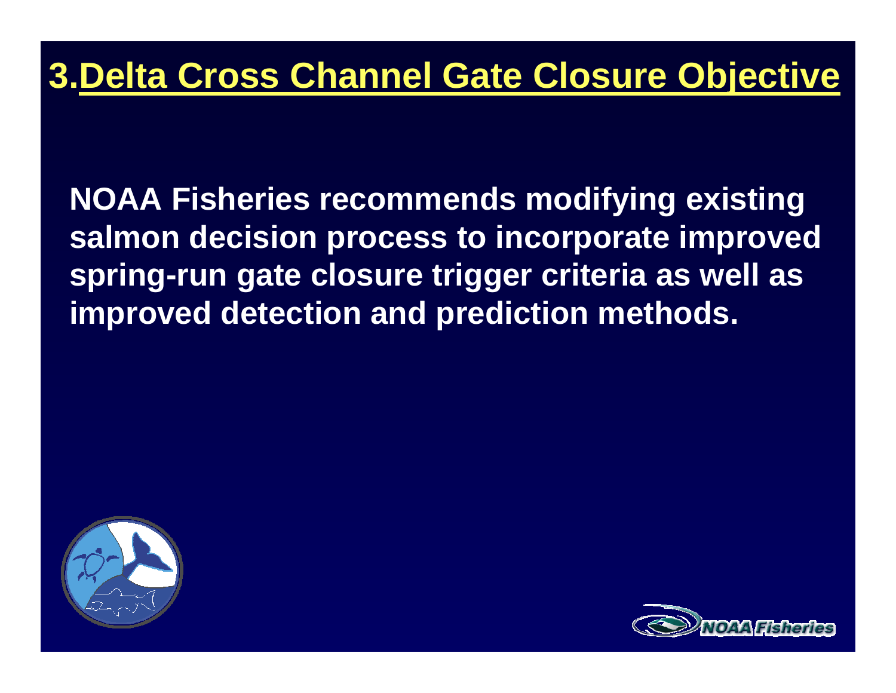# 3. Delta Cross Channel Gate Closure Objective

**NOAA Fisheries recommends modifying existing salmon decision process to incorporate improved spring-run gate closure trigger criteria as well as improved detection and prediction methods.**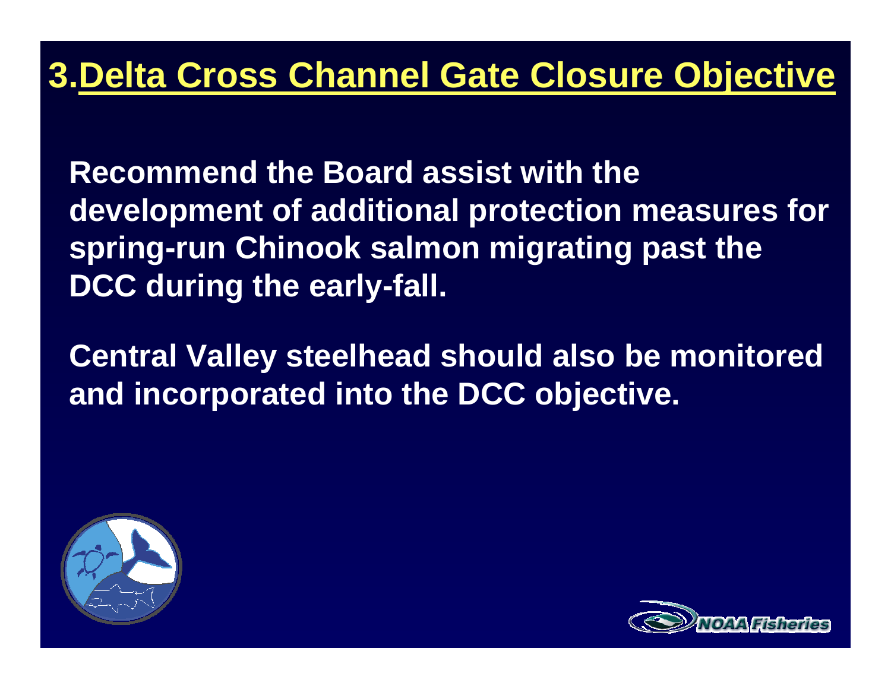# 3. Delta Cross Channel Gate Closure Objective

**Recommend the Board assist with the development of additional protection measures for spring-run Chinook salmon migrating past the DCC during the early-fall.**

**Central Valley steelhead should also be monitored and incorporated into the DCC objective.**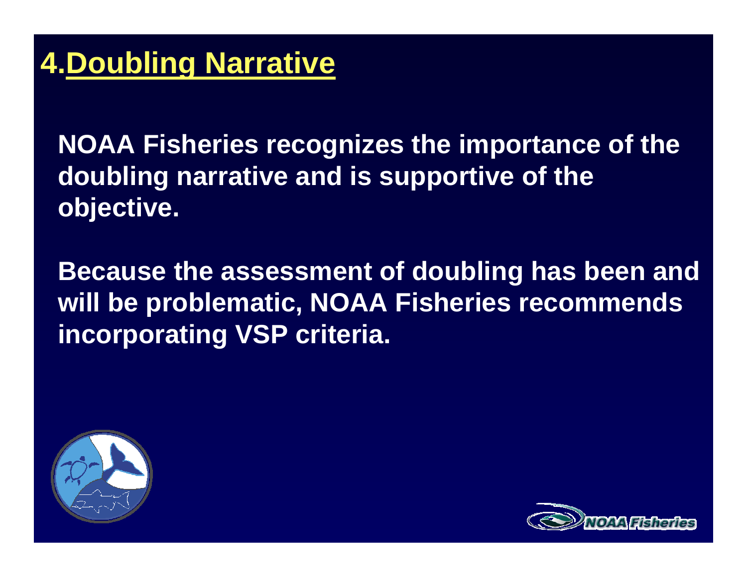# 4. Doubling Narrative

**NOAA Fisheries recognizes the importance of the doubling narrative and is supportive of the objective.**

**Because the assessment of doubling has been and will be problematic, NOAA Fisheries recommends incorporating VSP criteria.**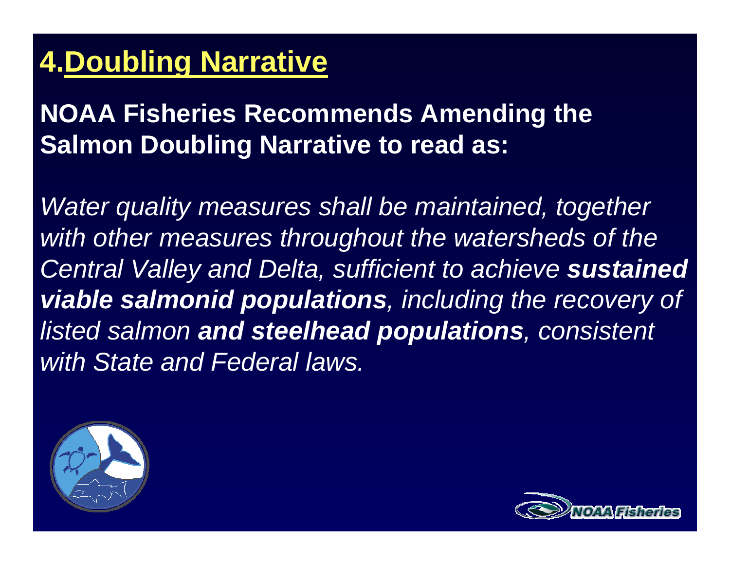# 4. Doubling Narrative

**NOAA Fisheries Recommends Amending the Salmon Doubling Narrative to read as:**

*Water quality measures shall be maintained, together with other measures throughout the watersheds of the Central Valley and Delta, sufficient to achieve **sustained viable salmonid populations**, including the recovery of listed salmon **and steelhead populations**, consistent with State and Federal laws.*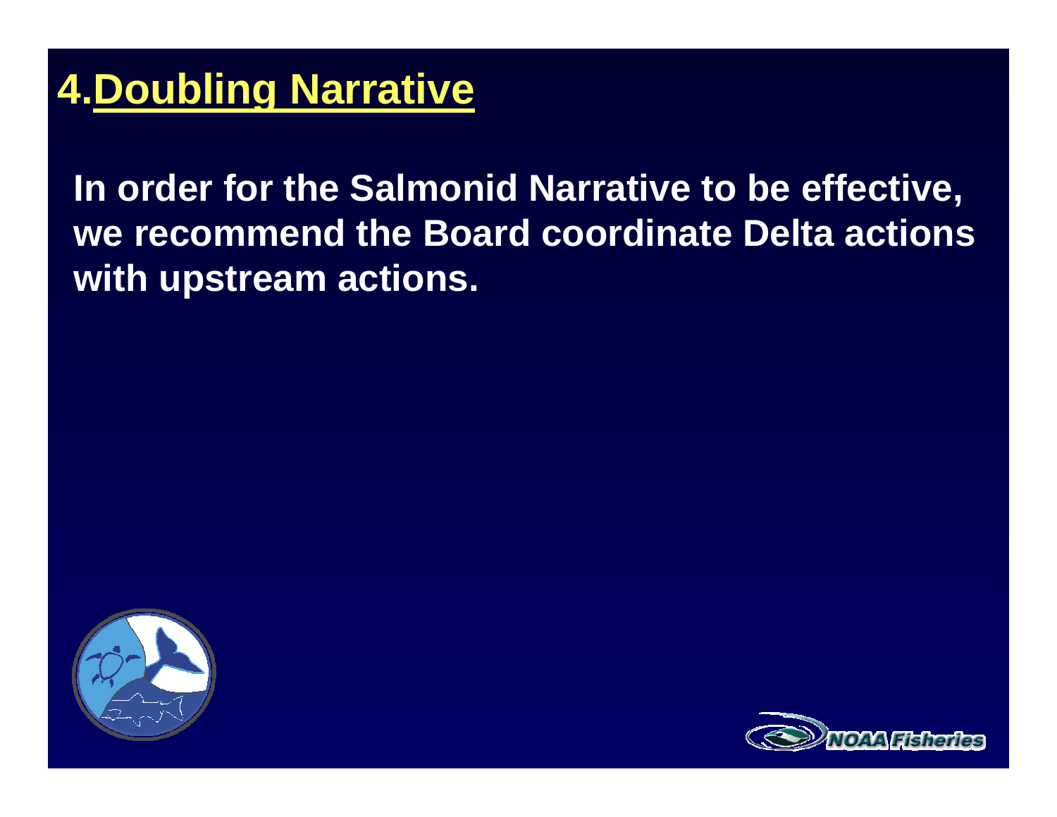# 4. Doubling Narrative

In order for the Salmonid Narrative to be effective, we recommend the Board coordinate Delta actions with upstream actions.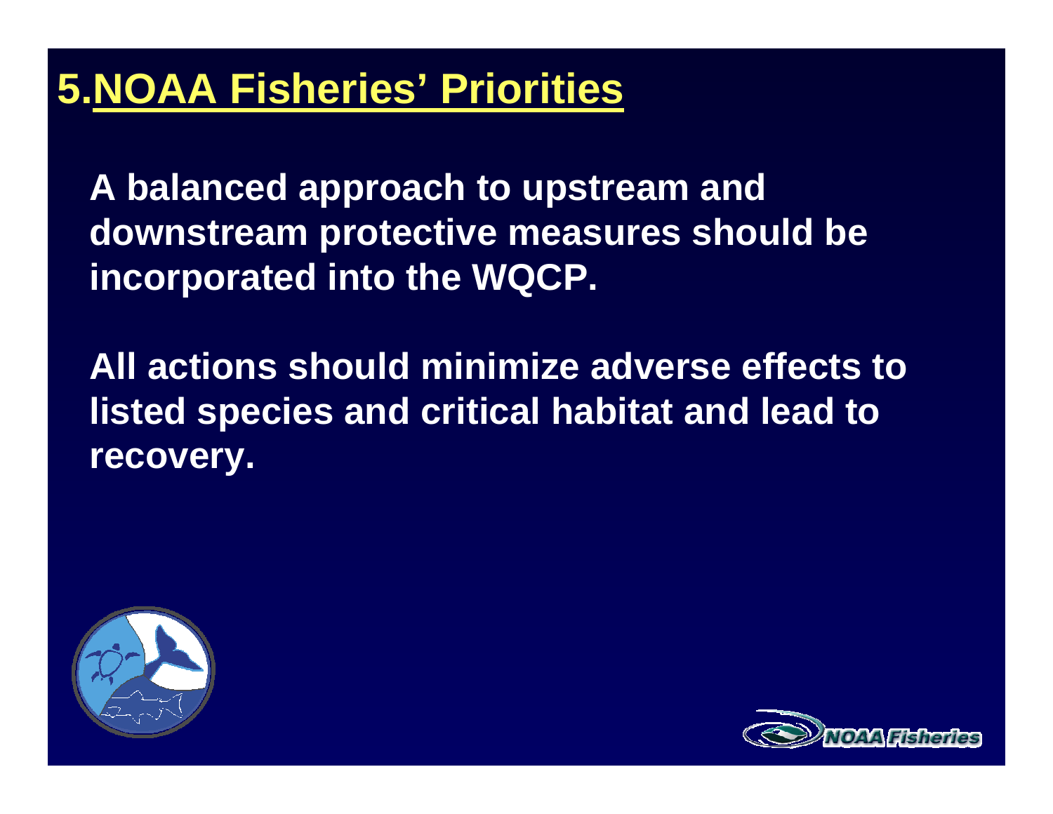# 5.NOAA Fisheries' Priorities

A balanced approach to upstream and downstream protective measures should be incorporated into the WQCP.

All actions should minimize adverse effects to listed species and critical habitat and lead to recovery.